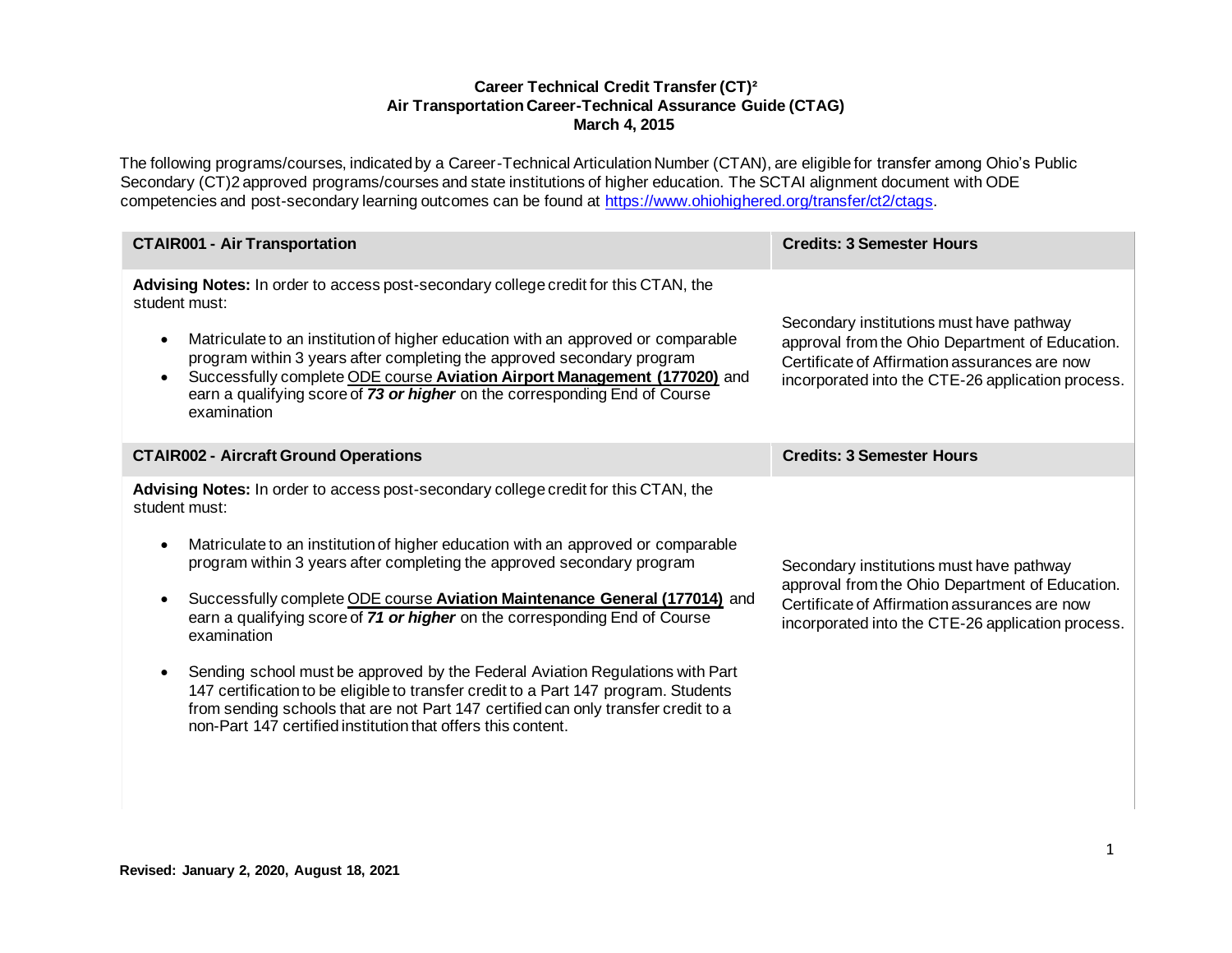**Career Technical Credit Transfer (CT)²**
**Air Transportation Career-Technical Assurance Guide (CTAG)**
**March 4, 2015**

The following programs/courses, indicated by a Career-Technical Articulation Number (CTAN), are eligible for transfer among Ohio's Public Secondary (CT)2 approved programs/courses and state institutions of higher education. The SCTAI alignment document with ODE competencies and post-secondary learning outcomes can be found at https://www.ohiohighered.org/transfer/ct2/ctags.

| **CTAIR001 - Air Transportation** | **Credits: 3 Semester Hours** |
|---|---|
| **Advising Notes:** In order to access post-secondary college credit for this CTAN, the student must:<br>• Matriculate to an institution of higher education with an approved or comparable program within 3 years after completing the approved secondary program<br>• Successfully complete ODE course **Aviation Airport Management (177020)** and earn a qualifying score of ***73 or higher*** on the corresponding End of Course examination | Secondary institutions must have pathway approval from the Ohio Department of Education. Certificate of Affirmation assurances are now incorporated into the CTE-26 application process. |

| **CTAIR002 - Aircraft Ground Operations** | **Credits: 3 Semester Hours** |
|---|---|
| **Advising Notes:** In order to access post-secondary college credit for this CTAN, the student must:<br>• Matriculate to an institution of higher education with an approved or comparable program within 3 years after completing the approved secondary program<br>• Successfully complete ODE course **Aviation Maintenance General (177014)** and earn a qualifying score of ***71 or higher*** on the corresponding End of Course examination<br>• Sending school must be approved by the Federal Aviation Regulations with Part 147 certification to be eligible to transfer credit to a Part 147 program. Students from sending schools that are not Part 147 certified can only transfer credit to a non-Part 147 certified institution that offers this content. | Secondary institutions must have pathway approval from the Ohio Department of Education. Certificate of Affirmation assurances are now incorporated into the CTE-26 application process. |

**Revised: January 2, 2020, August 18, 2021**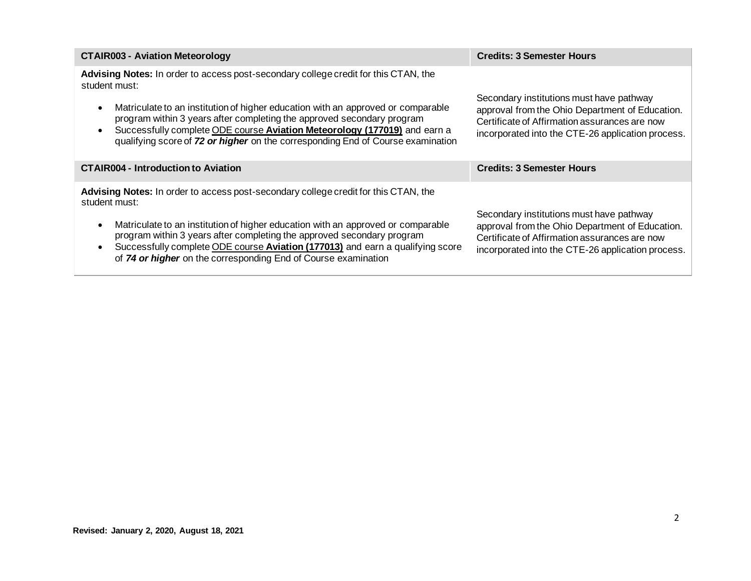| CTAIR003 - Aviation Meteorology | Credits: 3 Semester Hours |
| --- | --- |
| **Advising Notes:** In order to access post-secondary college credit for this CTAN, the student must:<br><br>• Matriculate to an institution of higher education with an approved or comparable program within 3 years after completing the approved secondary program<br>• Successfully complete ODE course **Aviation Meteorology (177019)** and earn a qualifying score of ***72 or higher*** on the corresponding End of Course examination | Secondary institutions must have pathway approval from the Ohio Department of Education. Certificate of Affirmation assurances are now incorporated into the CTE-26 application process. |
| **CTAIR004 - Introduction to Aviation** | **Credits: 3 Semester Hours** |
| **Advising Notes:** In order to access post-secondary college credit for this CTAN, the student must:<br><br>• Matriculate to an institution of higher education with an approved or comparable program within 3 years after completing the approved secondary program<br>• Successfully complete ODE course **Aviation (177013)** and earn a qualifying score of ***74 or higher*** on the corresponding End of Course examination | Secondary institutions must have pathway approval from the Ohio Department of Education. Certificate of Affirmation assurances are now incorporated into the CTE-26 application process. |

**Revised: January 2, 2020, August 18, 2021**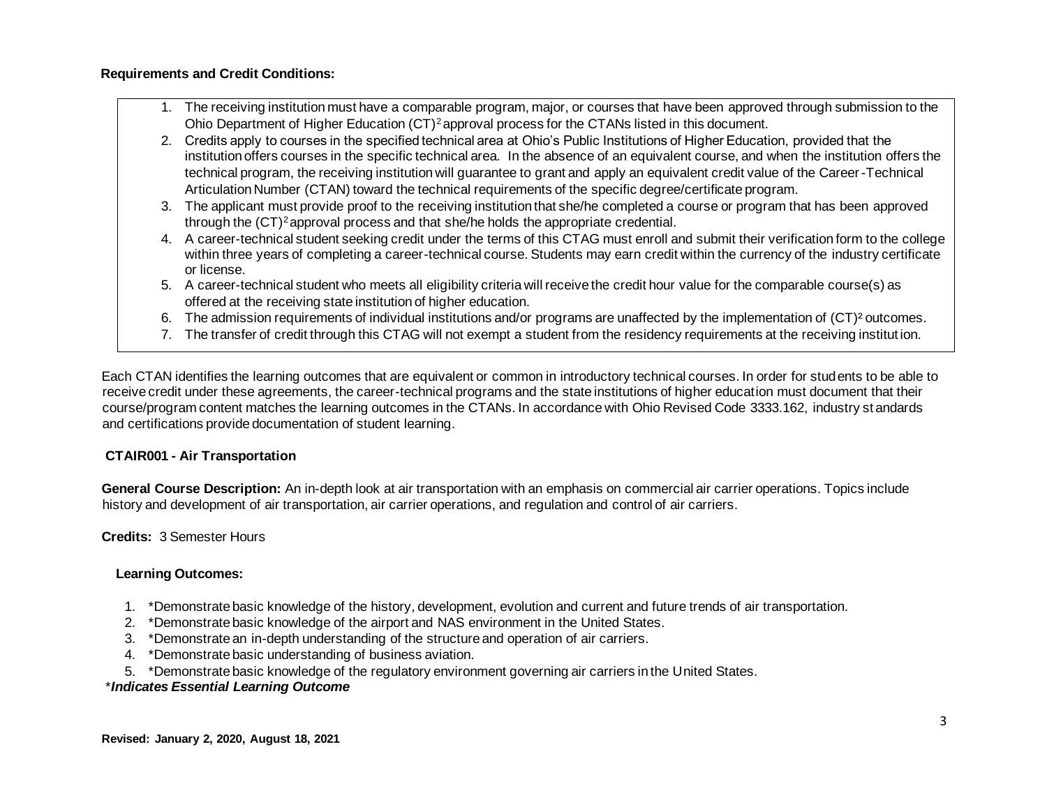**Requirements and Credit Conditions:**

1. The receiving institution must have a comparable program, major, or courses that have been approved through submission to the Ohio Department of Higher Education (CT)[2] approval process for the CTANs listed in this document.
2. Credits apply to courses in the specified technical area at Ohio's Public Institutions of Higher Education, provided that the institution offers courses in the specific technical area. In the absence of an equivalent course, and when the institution offers the technical program, the receiving institution will guarantee to grant and apply an equivalent credit value of the Career-Technical Articulation Number (CTAN) toward the technical requirements of the specific degree/certificate program.
3. The applicant must provide proof to the receiving institution that she/he completed a course or program that has been approved through the (CT)[2] approval process and that she/he holds the appropriate credential.
4. A career-technical student seeking credit under the terms of this CTAG must enroll and submit their verification form to the college within three years of completing a career-technical course. Students may earn credit within the currency of the industry certificate or license.
5. A career-technical student who meets all eligibility criteria will receive the credit hour value for the comparable course(s) as offered at the receiving state institution of higher education.
6. The admission requirements of individual institutions and/or programs are unaffected by the implementation of (CT)[2] outcomes.
7. The transfer of credit through this CTAG will not exempt a student from the residency requirements at the receiving institution.

Each CTAN identifies the learning outcomes that are equivalent or common in introductory technical courses. In order for students to be able to receive credit under these agreements, the career-technical programs and the state institutions of higher education must document that their course/program content matches the learning outcomes in the CTANs. In accordance with Ohio Revised Code 3333.162, industry standards and certifications provide documentation of student learning.

**CTAIR001 - Air Transportation**

**General Course Description:** An in-depth look at air transportation with an emphasis on commercial air carrier operations. Topics include history and development of air transportation, air carrier operations, and regulation and control of air carriers.

**Credits:** 3 Semester Hours

**Learning Outcomes:**

1. *Demonstrate basic knowledge of the history, development, evolution and current and future trends of air transportation.
2. *Demonstrate basic knowledge of the airport and NAS environment in the United States.
3. *Demonstrate an in-depth understanding of the structure and operation of air carriers.
4. *Demonstrate basic understanding of business aviation.
5. *Demonstrate basic knowledge of the regulatory environment governing air carriers in the United States.

****Indicates Essential Learning Outcome***

**Revised: January 2, 2020, August 18, 2021**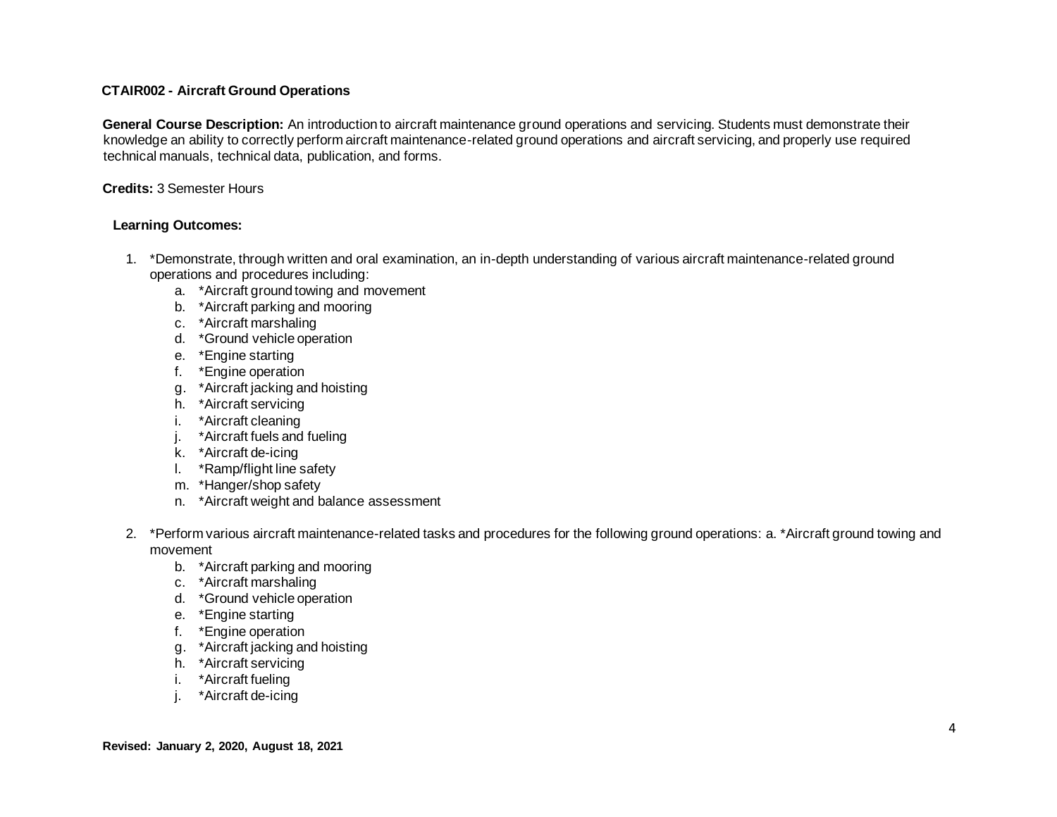**CTAIR002 - Aircraft Ground Operations**

**General Course Description:** An introduction to aircraft maintenance ground operations and servicing. Students must demonstrate their knowledge an ability to correctly perform aircraft maintenance-related ground operations and aircraft servicing, and properly use required technical manuals, technical data, publication, and forms.

**Credits:** 3 Semester Hours

**Learning Outcomes:**

1. *Demonstrate, through written and oral examination, an in-depth understanding of various aircraft maintenance-related ground operations and procedures including:
    a. *Aircraft ground towing and movement
    b. *Aircraft parking and mooring
    c. *Aircraft marshaling
    d. *Ground vehicle operation
    e. *Engine starting
    f. *Engine operation
    g. *Aircraft jacking and hoisting
    h. *Aircraft servicing
    i. *Aircraft cleaning
    j. *Aircraft fuels and fueling
    k. *Aircraft de-icing
    l. *Ramp/flight line safety
    m. *Hanger/shop safety
    n. *Aircraft weight and balance assessment

2. *Perform various aircraft maintenance-related tasks and procedures for the following ground operations: a. *Aircraft ground towing and movement
    b. *Aircraft parking and mooring
    c. *Aircraft marshaling
    d. *Ground vehicle operation
    e. *Engine starting
    f. *Engine operation
    g. *Aircraft jacking and hoisting
    h. *Aircraft servicing
    i. *Aircraft fueling
    j. *Aircraft de-icing

**Revised: January 2, 2020, August 18, 2021**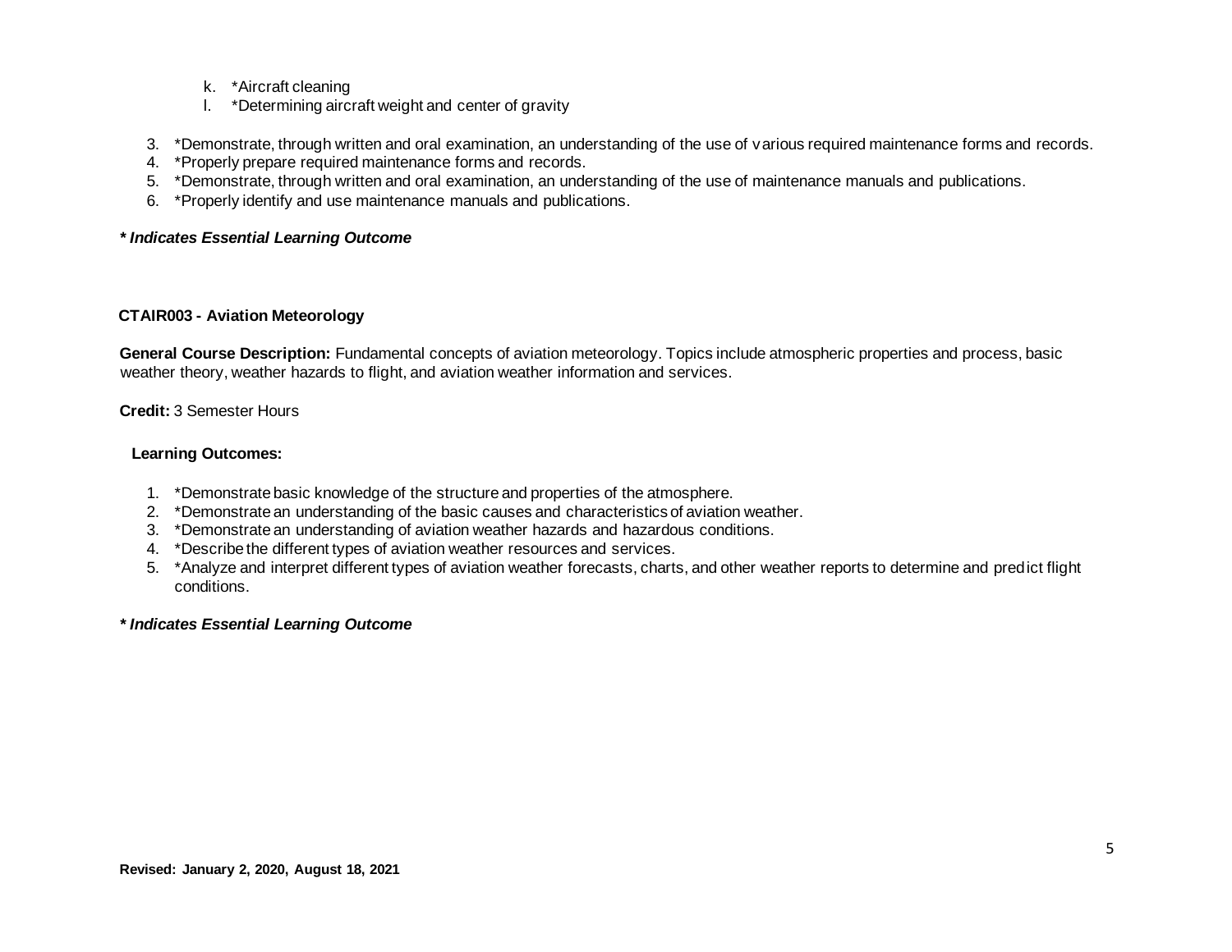k. *Aircraft cleaning
   l. *Determining aircraft weight and center of gravity

3. *Demonstrate, through written and oral examination, an understanding of the use of various required maintenance forms and records.
4. *Properly prepare required maintenance forms and records.
5. *Demonstrate, through written and oral examination, an understanding of the use of maintenance manuals and publications.
6. *Properly identify and use maintenance manuals and publications.

***Indicates Essential Learning Outcome***

## CTAIR003 - Aviation Meteorology

**General Course Description:** Fundamental concepts of aviation meteorology. Topics include atmospheric properties and process, basic weather theory, weather hazards to flight, and aviation weather information and services.

**Credit:** 3 Semester Hours

**Learning Outcomes:**

1. *Demonstrate basic knowledge of the structure and properties of the atmosphere.
2. *Demonstrate an understanding of the basic causes and characteristics of aviation weather.
3. *Demonstrate an understanding of aviation weather hazards and hazardous conditions.
4. *Describe the different types of aviation weather resources and services.
5. *Analyze and interpret different types of aviation weather forecasts, charts, and other weather reports to determine and predict flight conditions.

***Indicates Essential Learning Outcome***

**Revised: January 2, 2020, August 18, 2021**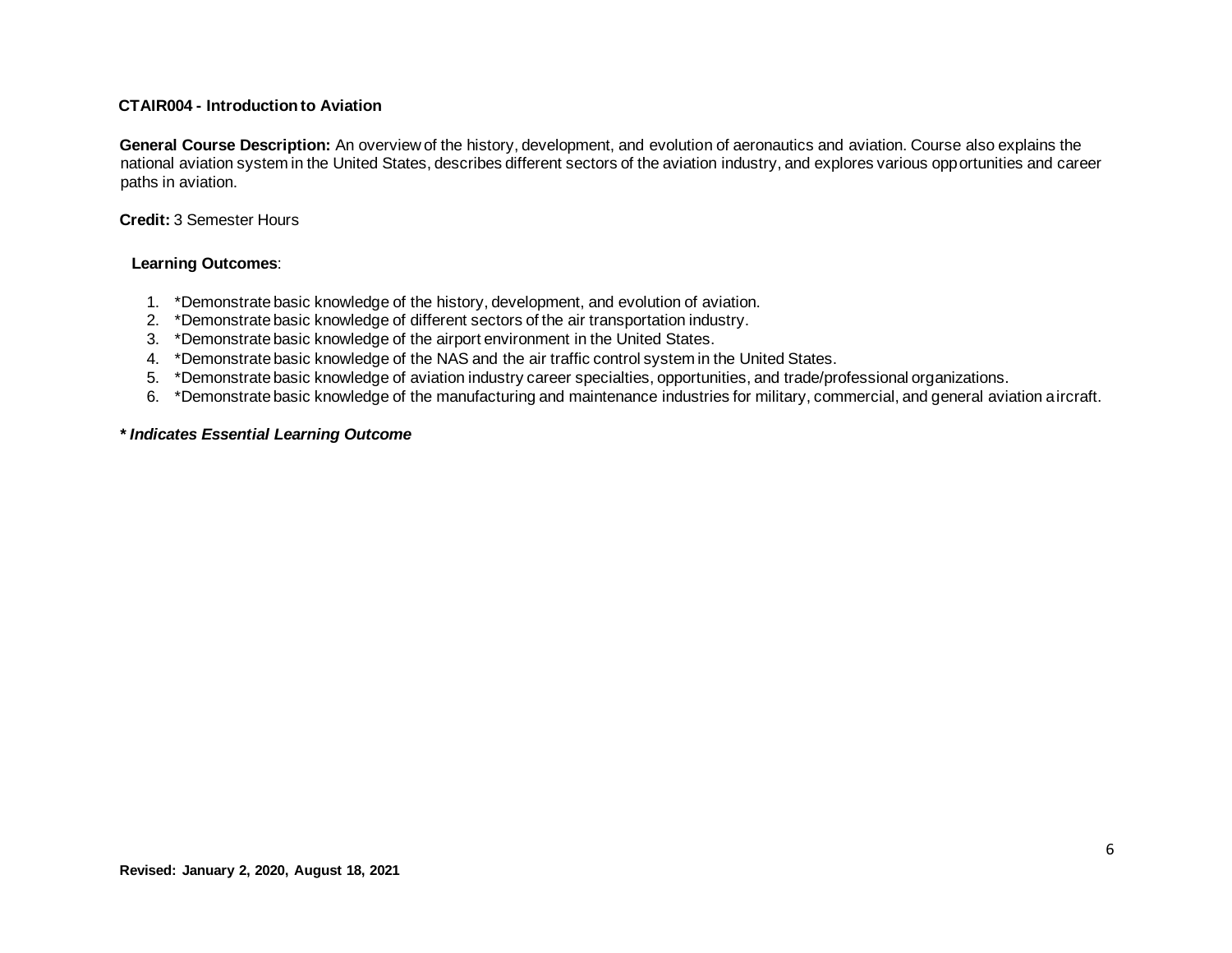## CTAIR004 - Introduction to Aviation

**General Course Description:** An overview of the history, development, and evolution of aeronautics and aviation. Course also explains the national aviation system in the United States, describes different sectors of the aviation industry, and explores various opportunities and career paths in aviation.

**Credit:** 3 Semester Hours

**Learning Outcomes**:

1. *Demonstrate basic knowledge of the history, development, and evolution of aviation.
2. *Demonstrate basic knowledge of different sectors of the air transportation industry.
3. *Demonstrate basic knowledge of the airport environment in the United States.
4. *Demonstrate basic knowledge of the NAS and the air traffic control system in the United States.
5. *Demonstrate basic knowledge of aviation industry career specialties, opportunities, and trade/professional organizations.
6. *Demonstrate basic knowledge of the manufacturing and maintenance industries for military, commercial, and general aviation aircraft.

***\* Indicates Essential Learning Outcome***

**Revised: January 2, 2020, August 18, 2021**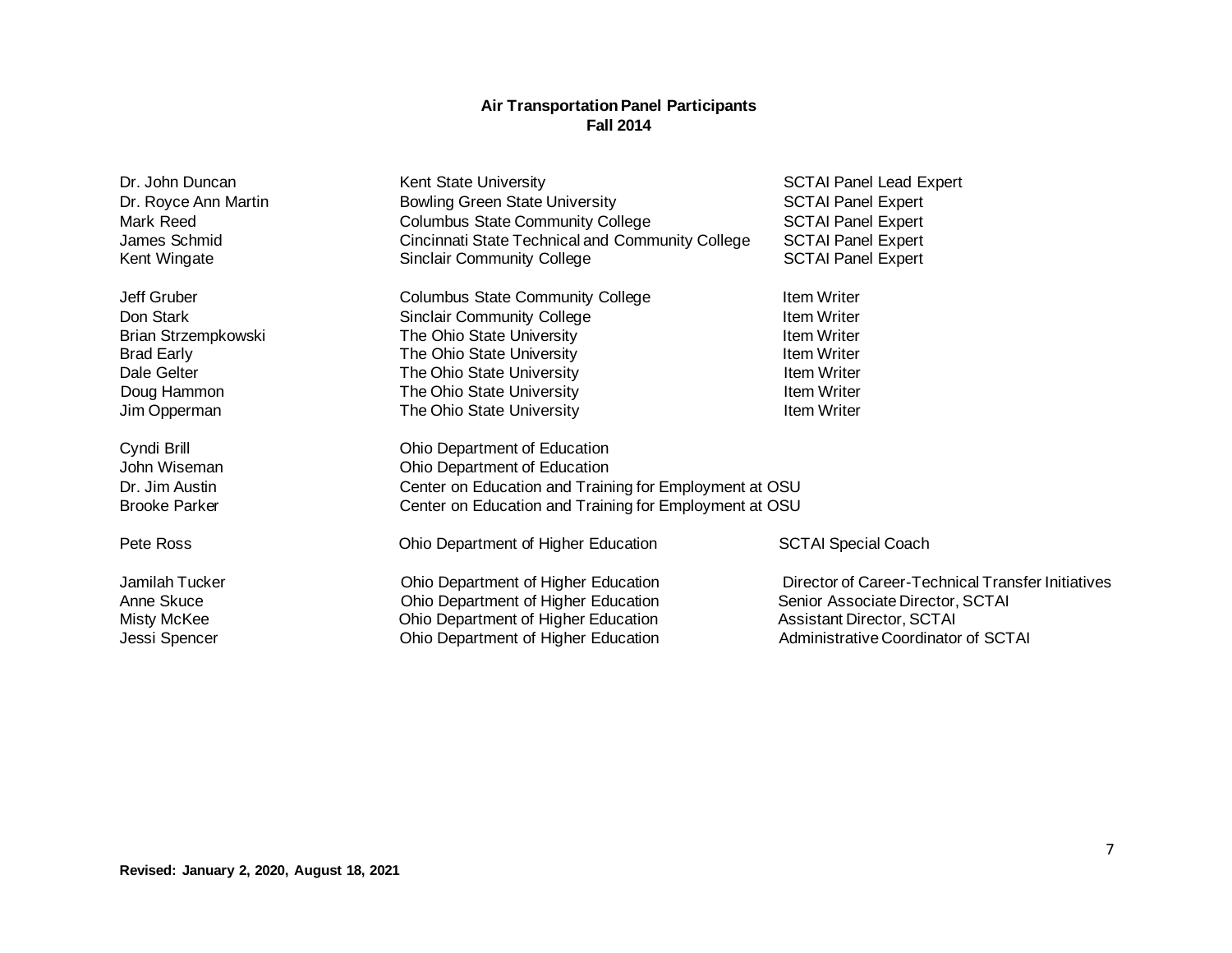**Air Transportation Panel Participants**
**Fall 2014**

| | | |
|---|---|---|
| Dr. John Duncan | Kent State University | SCTAI Panel Lead Expert |
| Dr. Royce Ann Martin | Bowling Green State University | SCTAI Panel Expert |
| Mark Reed | Columbus State Community College | SCTAI Panel Expert |
| James Schmid | Cincinnati State Technical and Community College | SCTAI Panel Expert |
| Kent Wingate | Sinclair Community College | SCTAI Panel Expert |
| Jeff Gruber | Columbus State Community College | Item Writer |
| Don Stark | Sinclair Community College | Item Writer |
| Brian Strzempkowski | The Ohio State University | Item Writer |
| Brad Early | The Ohio State University | Item Writer |
| Dale Gelter | The Ohio State University | Item Writer |
| Doug Hammon | The Ohio State University | Item Writer |
| Jim Opperman | The Ohio State University | Item Writer |
| Cyndi Brill | Ohio Department of Education | |
| John Wiseman | Ohio Department of Education | |
| Dr. Jim Austin | Center on Education and Training for Employment at OSU | |
| Brooke Parker | Center on Education and Training for Employment at OSU | |
| Pete Ross | Ohio Department of Higher Education | SCTAI Special Coach |
| Jamilah Tucker | Ohio Department of Higher Education | Director of Career-Technical Transfer Initiatives |
| Anne Skuce | Ohio Department of Higher Education | Senior Associate Director, SCTAI |
| Misty McKee | Ohio Department of Higher Education | Assistant Director, SCTAI |
| Jessi Spencer | Ohio Department of Higher Education | Administrative Coordinator of SCTAI |

**Revised: January 2, 2020, August 18, 2021**